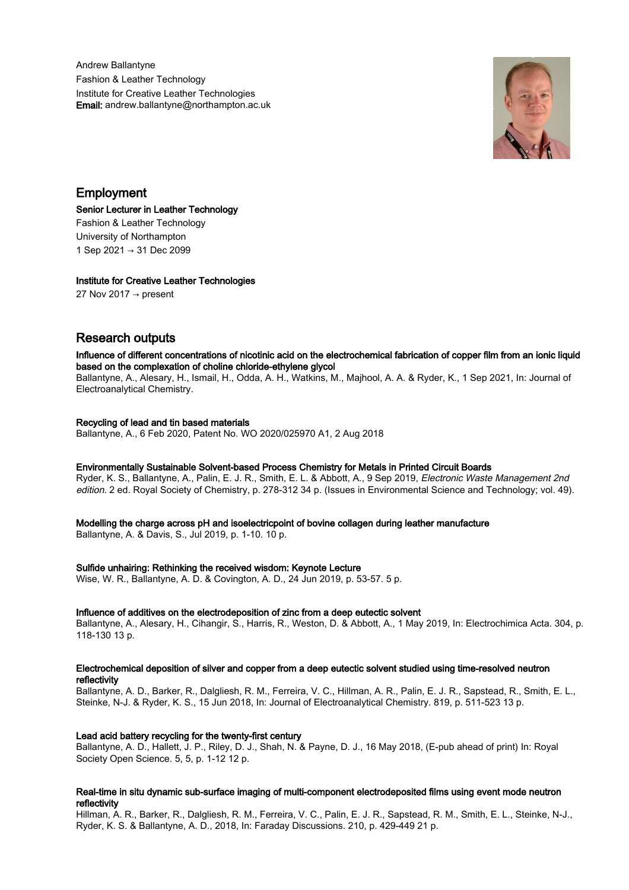Andrew Ballantyne
Fashion & Leather Technology
Institute for Creative Leather Technologies
**Email:** andrew.ballantyne@northampton.ac.uk

## Employment

**Senior Lecturer in Leather Technology**
Fashion & Leather Technology
University of Northampton
1 Sep 2021 → 31 Dec 2099

**Institute for Creative Leather Technologies**
27 Nov 2017 → present

## Research outputs

**Influence of different concentrations of nicotinic acid on the electrochemical fabrication of copper film from an ionic liquid based on the complexation of choline chloride-ethylene glycol**
Ballantyne, A., Alesary, H., Ismail, H., Odda, A. H., Watkins, M., Majhool, A. A. & Ryder, K., 1 Sep 2021, In: Journal of Electroanalytical Chemistry.

**Recycling of lead and tin based materials**
Ballantyne, A., 6 Feb 2020, Patent No. WO 2020/025970 A1, 2 Aug 2018

**Environmentally Sustainable Solvent-based Process Chemistry for Metals in Printed Circuit Boards**
Ryder, K. S., Ballantyne, A., Palin, E. J. R., Smith, E. L. & Abbott, A., 9 Sep 2019, *Electronic Waste Management 2nd edition*. 2 ed. Royal Society of Chemistry, p. 278-312 34 p. (Issues in Environmental Science and Technology; vol. 49).

**Modelling the charge across pH and isoelectricpoint of bovine collagen during leather manufacture**
Ballantyne, A. & Davis, S., Jul 2019, p. 1-10. 10 p.

**Sulfide unhairing: Rethinking the received wisdom: Keynote Lecture**
Wise, W. R., Ballantyne, A. D. & Covington, A. D., 24 Jun 2019, p. 53-57. 5 p.

**Influence of additives on the electrodeposition of zinc from a deep eutectic solvent**
Ballantyne, A., Alesary, H., Cihangir, S., Harris, R., Weston, D. & Abbott, A., 1 May 2019, In: Electrochimica Acta. 304, p. 118-130 13 p.

**Electrochemical deposition of silver and copper from a deep eutectic solvent studied using time-resolved neutron reflectivity**
Ballantyne, A. D., Barker, R., Dalgliesh, R. M., Ferreira, V. C., Hillman, A. R., Palin, E. J. R., Sapstead, R., Smith, E. L., Steinke, N-J. & Ryder, K. S., 15 Jun 2018, In: Journal of Electroanalytical Chemistry. 819, p. 511-523 13 p.

**Lead acid battery recycling for the twenty-first century**
Ballantyne, A. D., Hallett, J. P., Riley, D. J., Shah, N. & Payne, D. J., 16 May 2018, (E-pub ahead of print) In: Royal Society Open Science. 5, 5, p. 1-12 12 p.

**Real-time in situ dynamic sub-surface imaging of multi-component electrodeposited films using event mode neutron reflectivity**
Hillman, A. R., Barker, R., Dalgliesh, R. M., Ferreira, V. C., Palin, E. J. R., Sapstead, R. M., Smith, E. L., Steinke, N-J., Ryder, K. S. & Ballantyne, A. D., 2018, In: Faraday Discussions. 210, p. 429-449 21 p.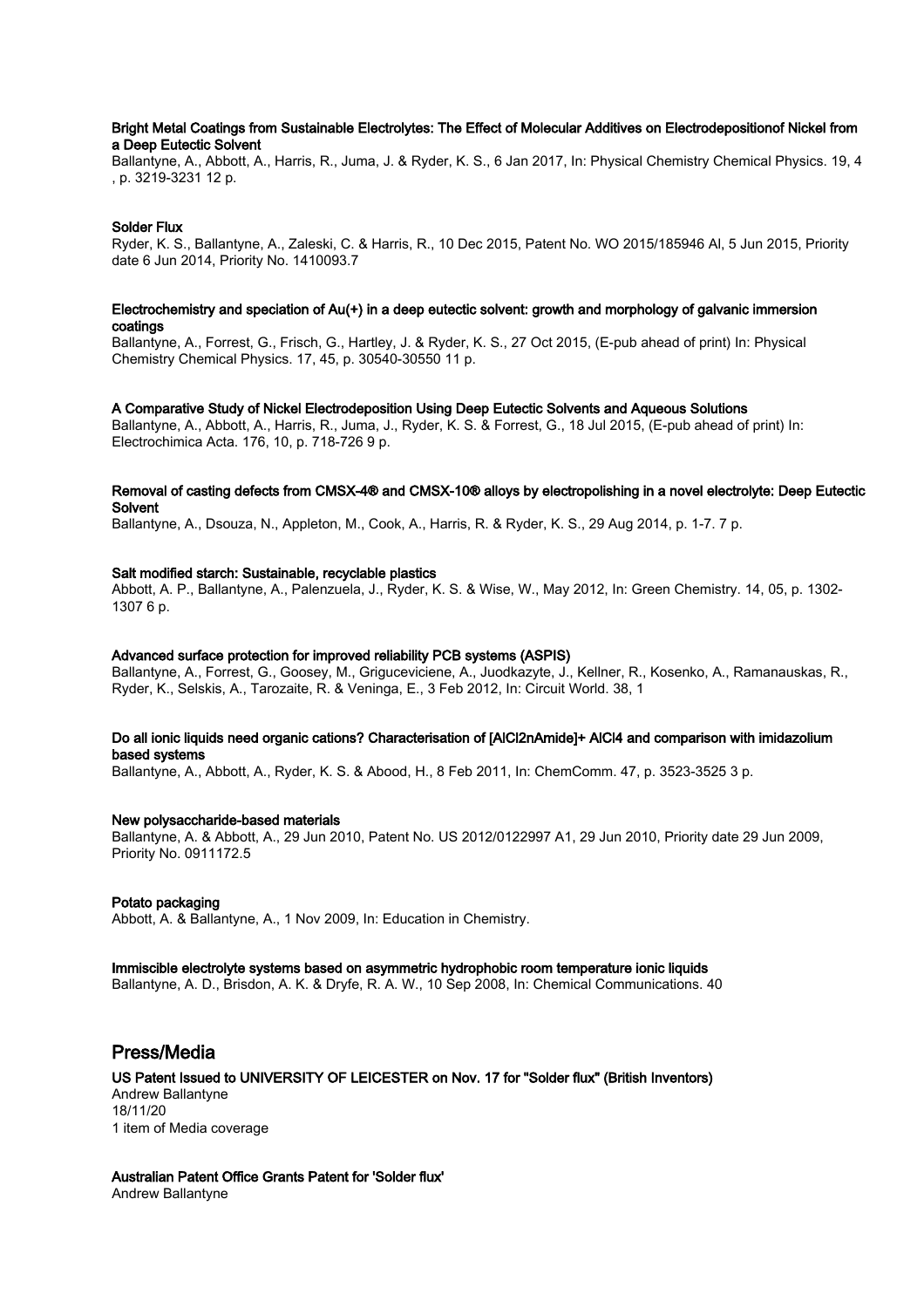**Bright Metal Coatings from Sustainable Electrolytes: The Effect of Molecular Additives on Electrodepositionof Nickel from a Deep Eutectic Solvent**
Ballantyne, A., Abbott, A., Harris, R., Juma, J. & Ryder, K. S., 6 Jan 2017, In: Physical Chemistry Chemical Physics. 19, 4 , p. 3219-3231 12 p.

**Solder Flux**
Ryder, K. S., Ballantyne, A., Zaleski, C. & Harris, R., 10 Dec 2015, Patent No. WO 2015/185946 Al, 5 Jun 2015, Priority date 6 Jun 2014, Priority No. 1410093.7

**Electrochemistry and speciation of Au(+) in a deep eutectic solvent: growth and morphology of galvanic immersion coatings**
Ballantyne, A., Forrest, G., Frisch, G., Hartley, J. & Ryder, K. S., 27 Oct 2015, (E-pub ahead of print) In: Physical Chemistry Chemical Physics. 17, 45, p. 30540-30550 11 p.

**A Comparative Study of Nickel Electrodeposition Using Deep Eutectic Solvents and Aqueous Solutions**
Ballantyne, A., Abbott, A., Harris, R., Juma, J., Ryder, K. S. & Forrest, G., 18 Jul 2015, (E-pub ahead of print) In: Electrochimica Acta. 176, 10, p. 718-726 9 p.

**Removal of casting defects from CMSX-4® and CMSX-10® alloys by electropolishing in a novel electrolyte: Deep Eutectic Solvent**
Ballantyne, A., Dsouza, N., Appleton, M., Cook, A., Harris, R. & Ryder, K. S., 29 Aug 2014, p. 1-7. 7 p.

**Salt modified starch: Sustainable, recyclable plastics**
Abbott, A. P., Ballantyne, A., Palenzuela, J., Ryder, K. S. & Wise, W., May 2012, In: Green Chemistry. 14, 05, p. 1302-1307 6 p.

**Advanced surface protection for improved reliability PCB systems (ASPIS)**
Ballantyne, A., Forrest, G., Goosey, M., Griguceviciene, A., Juodkazyte, J., Kellner, R., Kosenko, A., Ramanauskas, R., Ryder, K., Selskis, A., Tarozaite, R. & Veninga, E., 3 Feb 2012, In: Circuit World. 38, 1

**Do all ionic liquids need organic cations? Characterisation of [AlCl2nAmide]+ AlCl4 and comparison with imidazolium based systems**
Ballantyne, A., Abbott, A., Ryder, K. S. & Abood, H., 8 Feb 2011, In: ChemComm. 47, p. 3523-3525 3 p.

**New polysaccharide-based materials**
Ballantyne, A. & Abbott, A., 29 Jun 2010, Patent No. US 2012/0122997 A1, 29 Jun 2010, Priority date 29 Jun 2009, Priority No. 0911172.5

**Potato packaging**
Abbott, A. & Ballantyne, A., 1 Nov 2009, In: Education in Chemistry.

**Immiscible electrolyte systems based on asymmetric hydrophobic room temperature ionic liquids**
Ballantyne, A. D., Brisdon, A. K. & Dryfe, R. A. W., 10 Sep 2008, In: Chemical Communications. 40

## Press/Media

**US Patent Issued to UNIVERSITY OF LEICESTER on Nov. 17 for "Solder flux" (British Inventors)**
Andrew Ballantyne
18/11/20
1 item of Media coverage

**Australian Patent Office Grants Patent for 'Solder flux'**
Andrew Ballantyne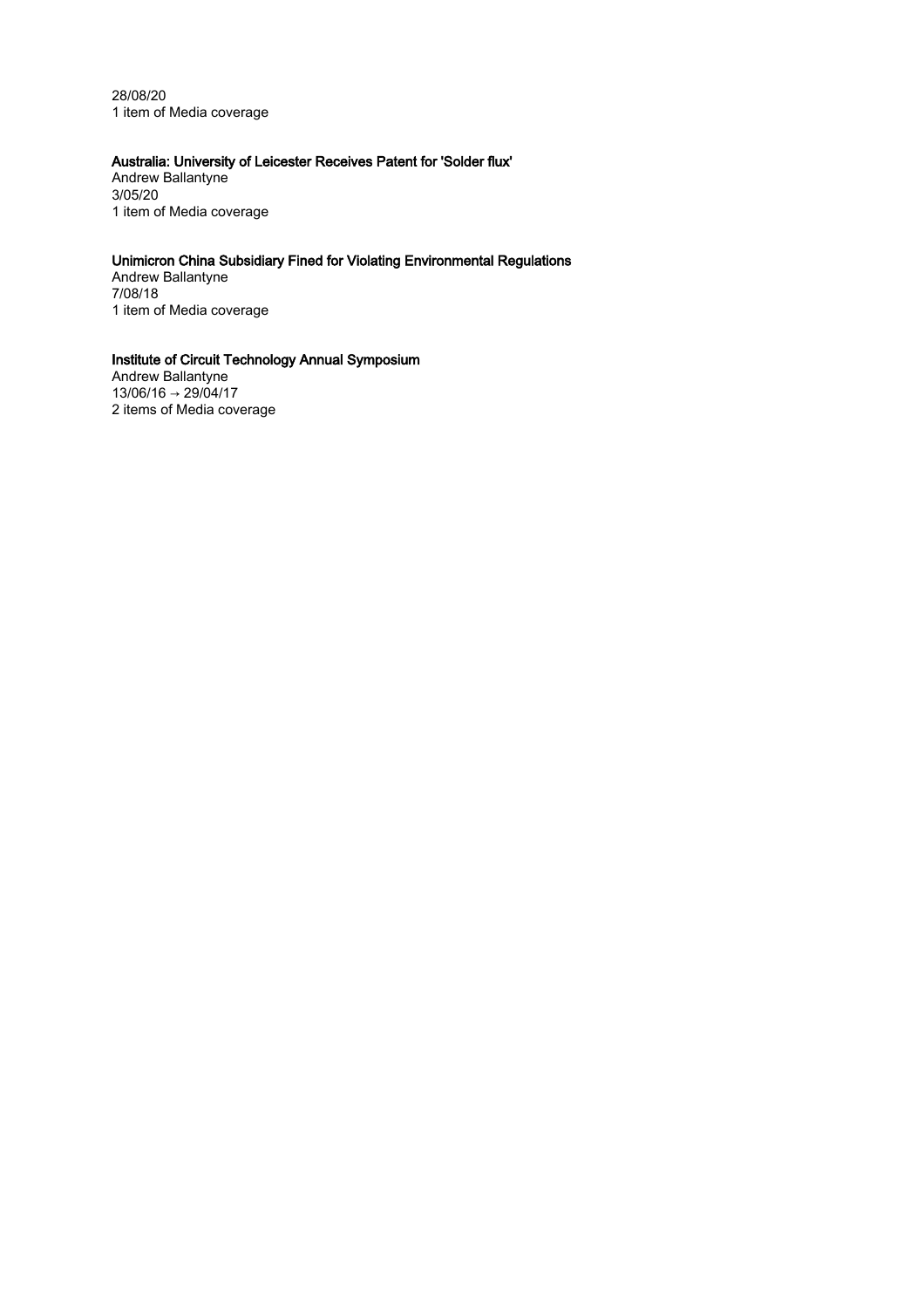28/08/20
1 item of Media coverage

**Australia: University of Leicester Receives Patent for 'Solder flux'**
Andrew Ballantyne
3/05/20
1 item of Media coverage

**Unimicron China Subsidiary Fined for Violating Environmental Regulations**
Andrew Ballantyne
7/08/18
1 item of Media coverage

**Institute of Circuit Technology Annual Symposium**
Andrew Ballantyne
13/06/16 → 29/04/17
2 items of Media coverage